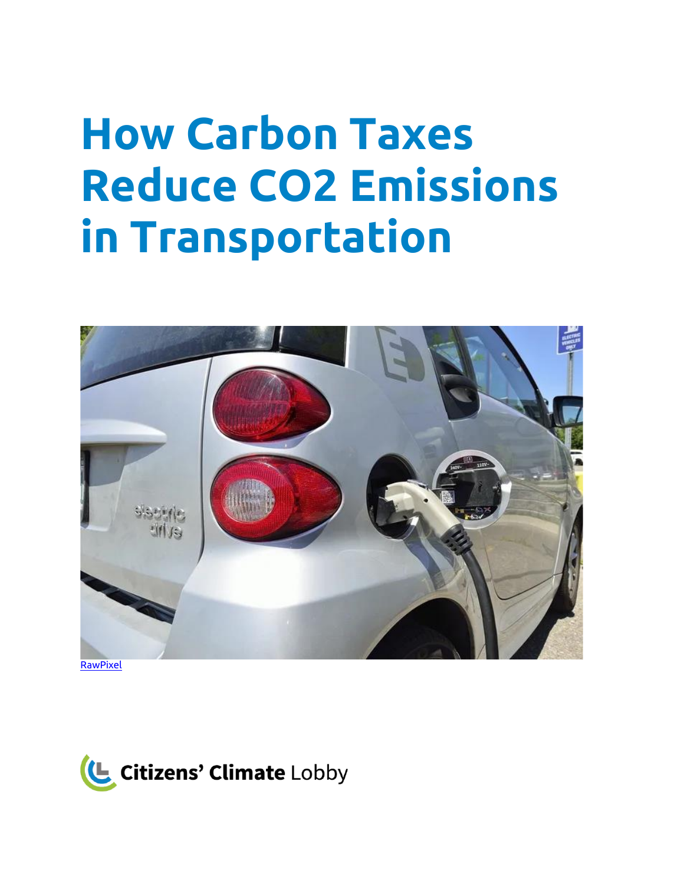# How Carbon Taxes Reduce CO2 Emissions in Transportation

RawPixel

Citizens' Climate Lobby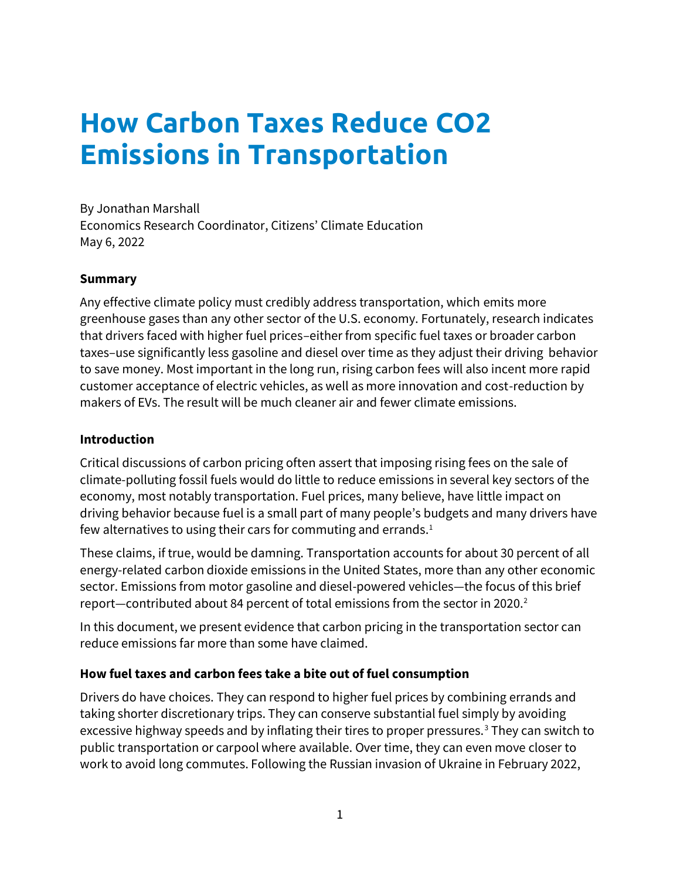# How Carbon Taxes Reduce CO2 Emissions in Transportation

By Jonathan Marshall
Economics Research Coordinator, Citizens' Climate Education
May 6, 2022

**Summary**

Any effective climate policy must credibly address transportation, which emits more greenhouse gases than any other sector of the U.S. economy. Fortunately, research indicates that drivers faced with higher fuel prices–either from specific fuel taxes or broader carbon taxes–use significantly less gasoline and diesel over time as they adjust their driving behavior to save money. Most important in the long run, rising carbon fees will also incent more rapid customer acceptance of electric vehicles, as well as more innovation and cost-reduction by makers of EVs. The result will be much cleaner air and fewer climate emissions.

**Introduction**

Critical discussions of carbon pricing often assert that imposing rising fees on the sale of climate-polluting fossil fuels would do little to reduce emissions in several key sectors of the economy, most notably transportation. Fuel prices, many believe, have little impact on driving behavior because fuel is a small part of many people's budgets and many drivers have few alternatives to using their cars for commuting and errands.[1]

These claims, if true, would be damning. Transportation accounts for about 30 percent of all energy-related carbon dioxide emissions in the United States, more than any other economic sector. Emissions from motor gasoline and diesel-powered vehicles—the focus of this brief report—contributed about 84 percent of total emissions from the sector in 2020.[2]

In this document, we present evidence that carbon pricing in the transportation sector can reduce emissions far more than some have claimed.

**How fuel taxes and carbon fees take a bite out of fuel consumption**

Drivers do have choices. They can respond to higher fuel prices by combining errands and taking shorter discretionary trips. They can conserve substantial fuel simply by avoiding excessive highway speeds and by inflating their tires to proper pressures.[3] They can switch to public transportation or carpool where available. Over time, they can even move closer to work to avoid long commutes. Following the Russian invasion of Ukraine in February 2022,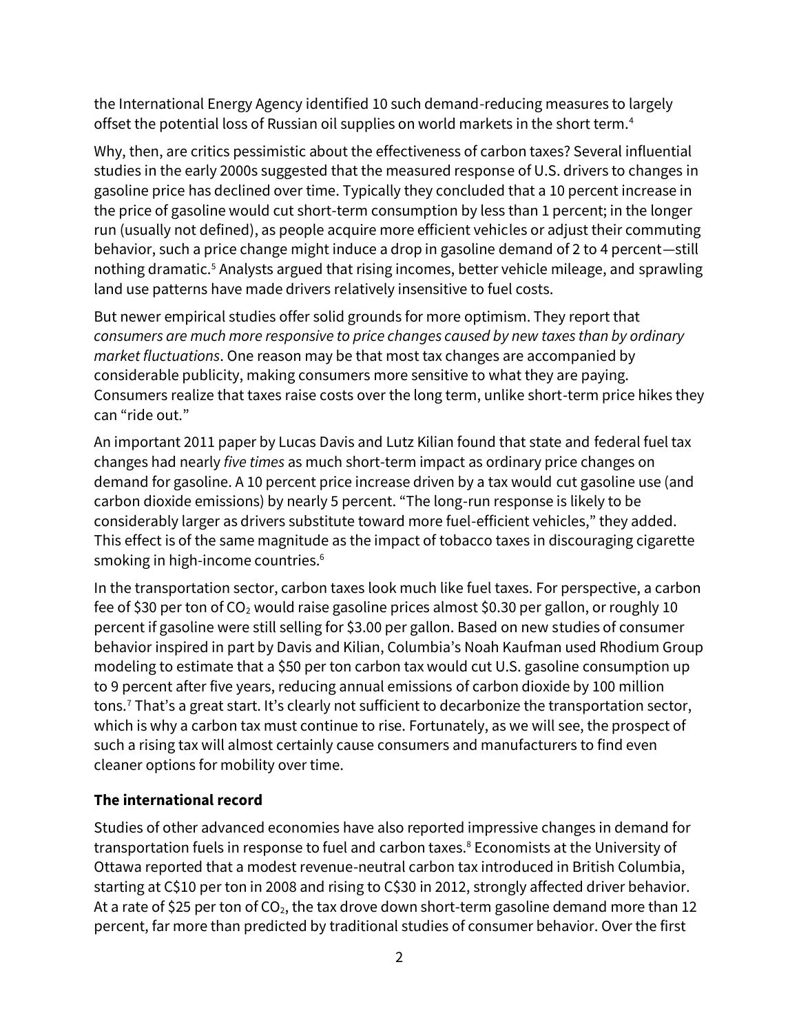the International Energy Agency identified 10 such demand-reducing measures to largely offset the potential loss of Russian oil supplies on world markets in the short term.[4]

Why, then, are critics pessimistic about the effectiveness of carbon taxes? Several influential studies in the early 2000s suggested that the measured response of U.S. drivers to changes in gasoline price has declined over time. Typically they concluded that a 10 percent increase in the price of gasoline would cut short-term consumption by less than 1 percent; in the longer run (usually not defined), as people acquire more efficient vehicles or adjust their commuting behavior, such a price change might induce a drop in gasoline demand of 2 to 4 percent—still nothing dramatic.[5] Analysts argued that rising incomes, better vehicle mileage, and sprawling land use patterns have made drivers relatively insensitive to fuel costs.

But newer empirical studies offer solid grounds for more optimism. They report that *consumers are much more responsive to price changes caused by new taxes than by ordinary market fluctuations*. One reason may be that most tax changes are accompanied by considerable publicity, making consumers more sensitive to what they are paying. Consumers realize that taxes raise costs over the long term, unlike short-term price hikes they can "ride out."

An important 2011 paper by Lucas Davis and Lutz Kilian found that state and federal fuel tax changes had nearly *five times* as much short-term impact as ordinary price changes on demand for gasoline. A 10 percent price increase driven by a tax would cut gasoline use (and carbon dioxide emissions) by nearly 5 percent. "The long-run response is likely to be considerably larger as drivers substitute toward more fuel-efficient vehicles," they added. This effect is of the same magnitude as the impact of tobacco taxes in discouraging cigarette smoking in high-income countries.[6]

In the transportation sector, carbon taxes look much like fuel taxes. For perspective, a carbon fee of $30 per ton of $CO_2$ would raise gasoline prices almost $0.30 per gallon, or roughly 10 percent if gasoline were still selling for $3.00 per gallon. Based on new studies of consumer behavior inspired in part by Davis and Kilian, Columbia's Noah Kaufman used Rhodium Group modeling to estimate that a $50 per ton carbon tax would cut U.S. gasoline consumption up to 9 percent after five years, reducing annual emissions of carbon dioxide by 100 million tons.[7] That's a great start. It's clearly not sufficient to decarbonize the transportation sector, which is why a carbon tax must continue to rise. Fortunately, as we will see, the prospect of such a rising tax will almost certainly cause consumers and manufacturers to find even cleaner options for mobility over time.

## The international record

Studies of other advanced economies have also reported impressive changes in demand for transportation fuels in response to fuel and carbon taxes.[8] Economists at the University of Ottawa reported that a modest revenue-neutral carbon tax introduced in British Columbia, starting at C$10 per ton in 2008 and rising to C$30 in 2012, strongly affected driver behavior. At a rate of $25 per ton of $CO_2$, the tax drove down short-term gasoline demand more than 12 percent, far more than predicted by traditional studies of consumer behavior. Over the first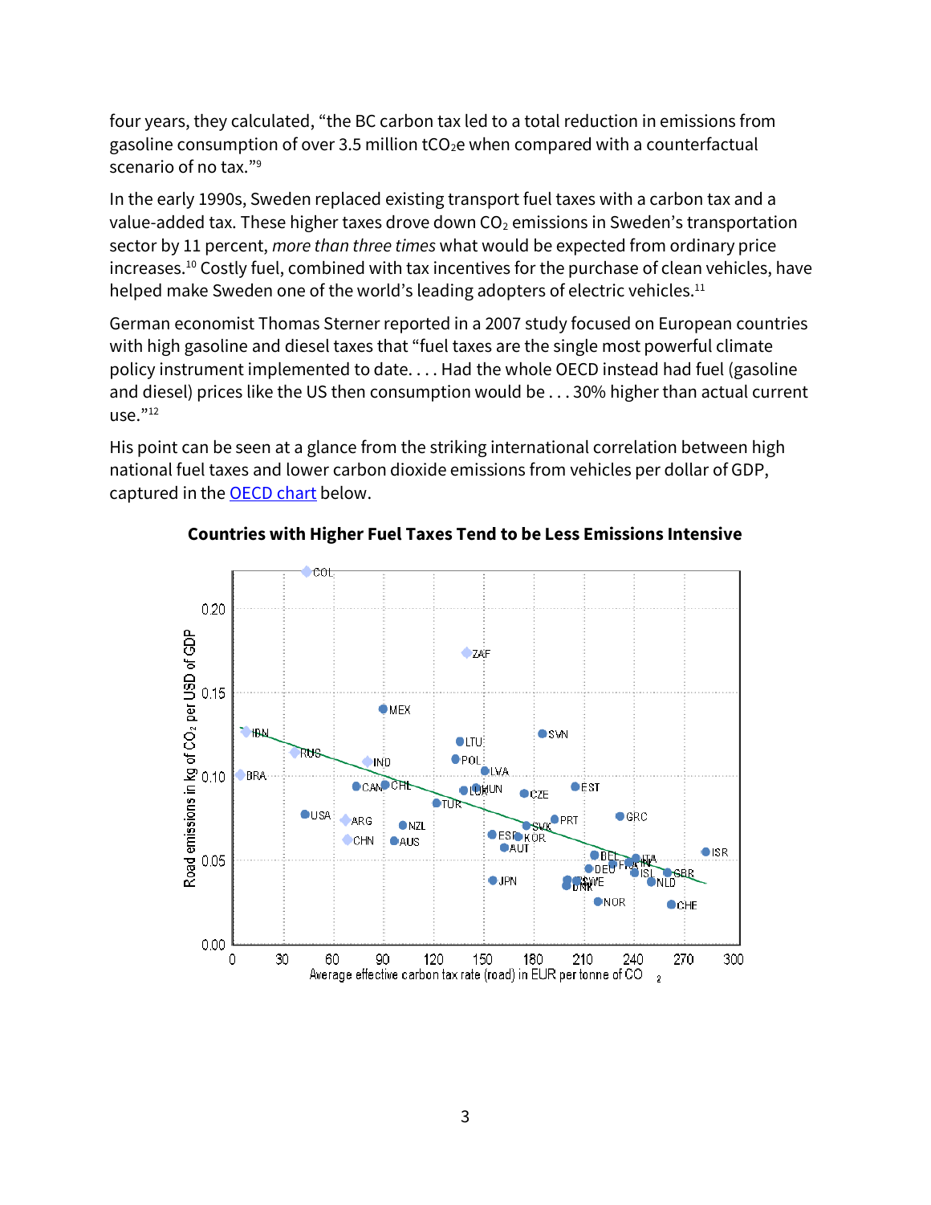four years, they calculated, “the BC carbon tax led to a total reduction in emissions from gasoline consumption of over 3.5 million $tCO_2e$ when compared with a counterfactual scenario of no tax.”[9]

In the early 1990s, Sweden replaced existing transport fuel taxes with a carbon tax and a value-added tax. These higher taxes drove down $CO_2$ emissions in Sweden’s transportation sector by 11 percent, *more than three times* what would be expected from ordinary price increases.[10] Costly fuel, combined with tax incentives for the purchase of clean vehicles, have helped make Sweden one of the world’s leading adopters of electric vehicles.[11]

German economist Thomas Sterner reported in a 2007 study focused on European countries with high gasoline and diesel taxes that “fuel taxes are the single most powerful climate policy instrument implemented to date. . . . Had the whole OECD instead had fuel (gasoline and diesel) prices like the US then consumption would be . . . 30% higher than actual current use.”[12]

His point can be seen at a glance from the striking international correlation between high national fuel taxes and lower carbon dioxide emissions from vehicles per dollar of GDP, captured in the OECD chart below.

**Countries with Higher Fuel Taxes Tend to be Less Emissions Intensive**

Road emissions in kg of $CO_2$ per USD of GDP

0.00
0.05
0.10
0.15
0.20

Average effective carbon tax rate (road) in EUR per tonne of $CO_2$

0
30
60
90
120
150
180
210
240
270
300

COL
ZAF
MEX
SVN
IDN
LTU
RUS
POL
IND
LVA
BRA
CAN
CHL
LUX
HUN
CZE
EST
TUR
USA
ARG
NZL
PRT
GRC
SVK
ESP
KOR
CHN
AUS
AUT
ISR
BEL
DEU
FRA
FIN
ITA
ISL
GBR
JPN
SWE
DNK
NLD
NOR
CHE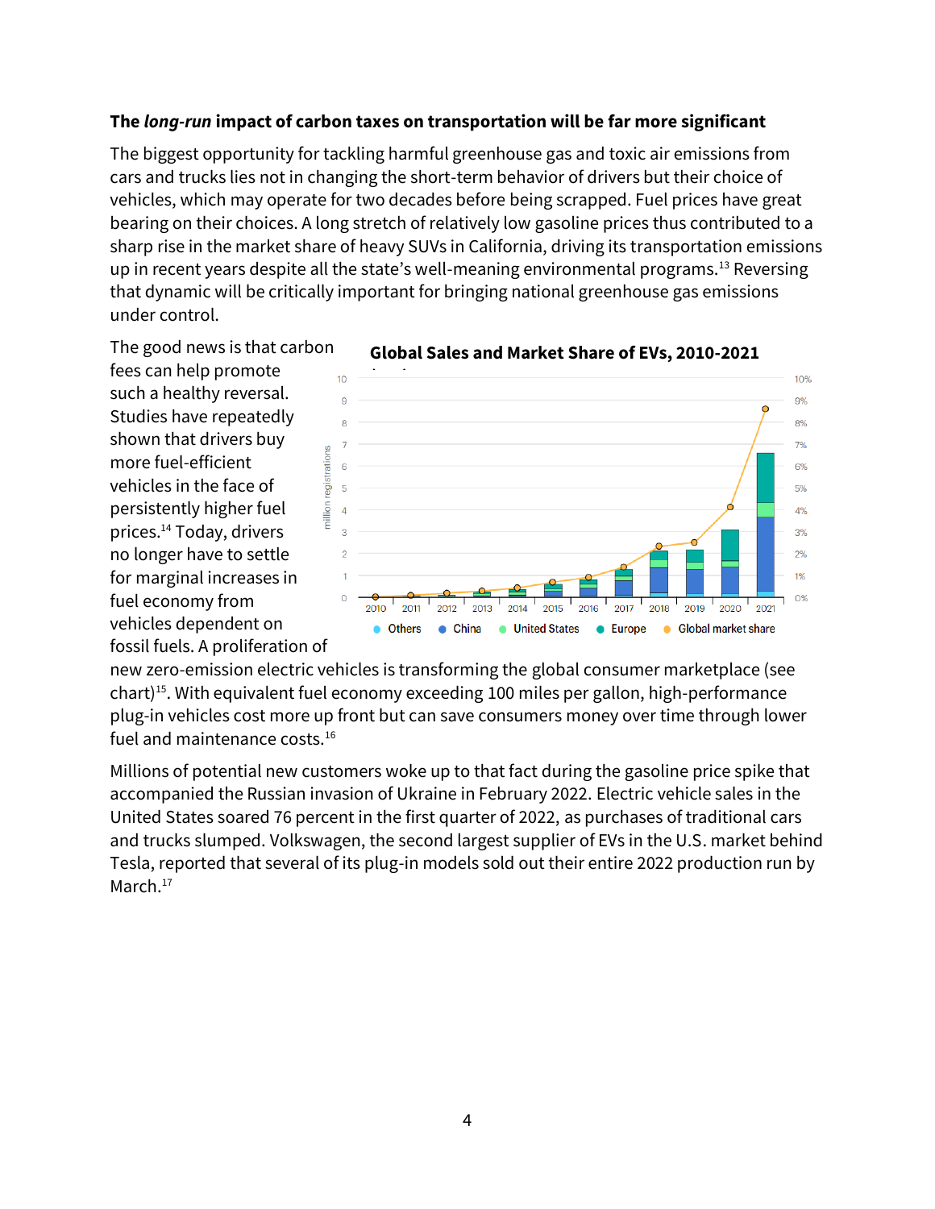### The *long-run* impact of carbon taxes on transportation will be far more significant

The biggest opportunity for tackling harmful greenhouse gas and toxic air emissions from cars and trucks lies not in changing the short-term behavior of drivers but their choice of vehicles, which may operate for two decades before being scrapped. Fuel prices have great bearing on their choices. A long stretch of relatively low gasoline prices thus contributed to a sharp rise in the market share of heavy SUVs in California, driving its transportation emissions up in recent years despite all the state's well-meaning environmental programs.[13] Reversing that dynamic will be critically important for bringing national greenhouse gas emissions under control.

The good news is that carbon fees can help promote such a healthy reversal. Studies have repeatedly shown that drivers buy more fuel-efficient vehicles in the face of persistently higher fuel prices.[14] Today, drivers no longer have to settle for marginal increases in fuel economy from vehicles dependent on fossil fuels. A proliferation of new zero-emission electric vehicles is transforming the global consumer marketplace (see chart)[15]. With equivalent fuel economy exceeding 100 miles per gallon, high-performance plug-in vehicles cost more up front but can save consumers money over time through lower fuel and maintenance costs.[16]

**Global Sales and Market Share of EVs, 2010-2021**

million registrations

0 1 2 3 4 5 6 7 8 9 10

0% 1% 2% 3% 4% 5% 6% 7% 8% 9% 10%

2010 2011 2012 2013 2014 2015 2016 2017 2018 2019 2020 2021

Others China United States Europe Global market share

Millions of potential new customers woke up to that fact during the gasoline price spike that accompanied the Russian invasion of Ukraine in February 2022. Electric vehicle sales in the United States soared 76 percent in the first quarter of 2022, as purchases of traditional cars and trucks slumped. Volkswagen, the second largest supplier of EVs in the U.S. market behind Tesla, reported that several of its plug-in models sold out their entire 2022 production run by March.[17]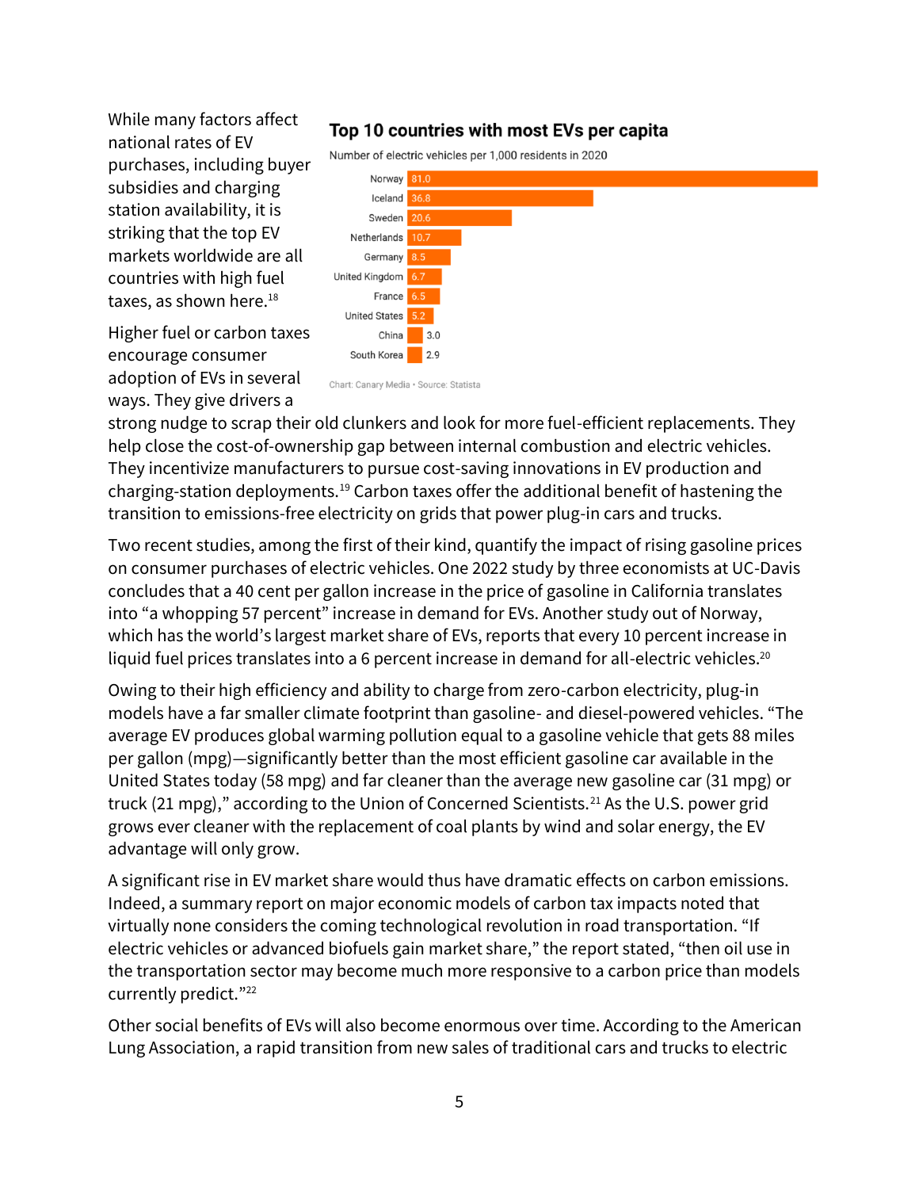While many factors affect national rates of EV purchases, including buyer subsidies and charging station availability, it is striking that the top EV markets worldwide are all countries with high fuel taxes, as shown here.[18]

**Top 10 countries with most EVs per capita**

Number of electric vehicles per 1,000 residents in 2020

Norway 81.0
Iceland 36.8
Sweden 20.6
Netherlands 10.7
Germany 8.5
United Kingdom 6.7
France 6.5
United States 5.2
China 3.0
South Korea 2.9

Chart: Canary Media • Source: Statista

Higher fuel or carbon taxes encourage consumer adoption of EVs in several ways. They give drivers a strong nudge to scrap their old clunkers and look for more fuel-efficient replacements. They help close the cost-of-ownership gap between internal combustion and electric vehicles. They incentivize manufacturers to pursue cost-saving innovations in EV production and charging-station deployments.[19] Carbon taxes offer the additional benefit of hastening the transition to emissions-free electricity on grids that power plug-in cars and trucks.

Two recent studies, among the first of their kind, quantify the impact of rising gasoline prices on consumer purchases of electric vehicles. One 2022 study by three economists at UC-Davis concludes that a 40 cent per gallon increase in the price of gasoline in California translates into "a whopping 57 percent" increase in demand for EVs. Another study out of Norway, which has the world's largest market share of EVs, reports that every 10 percent increase in liquid fuel prices translates into a 6 percent increase in demand for all-electric vehicles.[20]

Owing to their high efficiency and ability to charge from zero-carbon electricity, plug-in models have a far smaller climate footprint than gasoline- and diesel-powered vehicles. "The average EV produces global warming pollution equal to a gasoline vehicle that gets 88 miles per gallon (mpg)—significantly better than the most efficient gasoline car available in the United States today (58 mpg) and far cleaner than the average new gasoline car (31 mpg) or truck (21 mpg)," according to the Union of Concerned Scientists.[21] As the U.S. power grid grows ever cleaner with the replacement of coal plants by wind and solar energy, the EV advantage will only grow.

A significant rise in EV market share would thus have dramatic effects on carbon emissions. Indeed, a summary report on major economic models of carbon tax impacts noted that virtually none considers the coming technological revolution in road transportation. "If electric vehicles or advanced biofuels gain market share," the report stated, "then oil use in the transportation sector may become much more responsive to a carbon price than models currently predict."[22]

Other social benefits of EVs will also become enormous over time. According to the American Lung Association, a rapid transition from new sales of traditional cars and trucks to electric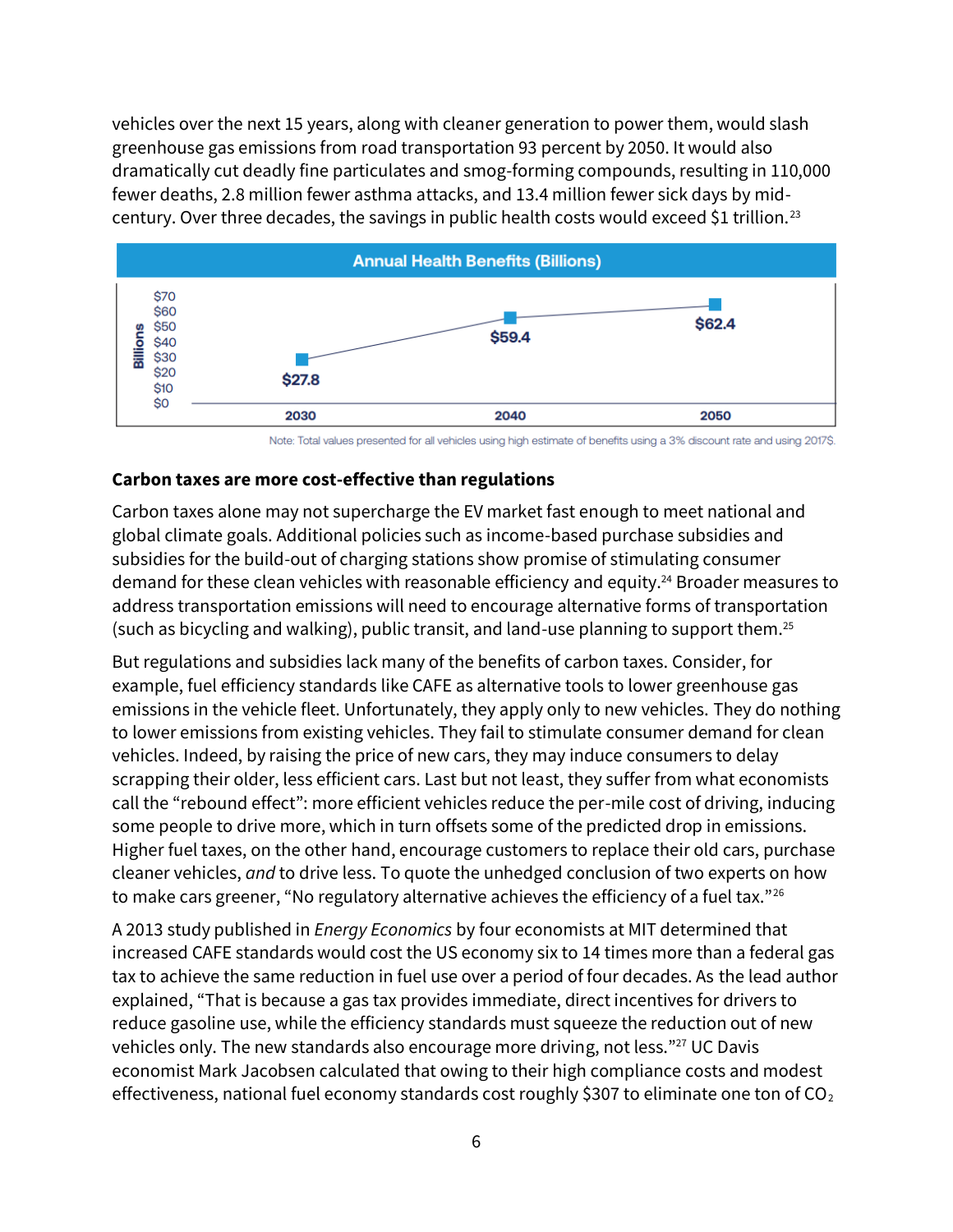vehicles over the next 15 years, along with cleaner generation to power them, would slash greenhouse gas emissions from road transportation 93 percent by 2050. It would also dramatically cut deadly fine particulates and smog-forming compounds, resulting in 110,000 fewer deaths, 2.8 million fewer asthma attacks, and 13.4 million fewer sick days by mid-century. Over three decades, the savings in public health costs would exceed $1 trillion.[23]

Annual Health Benefits (Billions)

Billions

$70
$60
$50
$40
$30
$20
$10
$0

$27.8
$59.4
$62.4

2030
2040
2050

Note: Total values presented for all vehicles using high estimate of benefits using a 3% discount rate and using 2017$.

**Carbon taxes are more cost-effective than regulations**

Carbon taxes alone may not supercharge the EV market fast enough to meet national and global climate goals. Additional policies such as income-based purchase subsidies and subsidies for the build-out of charging stations show promise of stimulating consumer demand for these clean vehicles with reasonable efficiency and equity.[24] Broader measures to address transportation emissions will need to encourage alternative forms of transportation (such as bicycling and walking), public transit, and land-use planning to support them.[25]

But regulations and subsidies lack many of the benefits of carbon taxes. Consider, for example, fuel efficiency standards like CAFE as alternative tools to lower greenhouse gas emissions in the vehicle fleet. Unfortunately, they apply only to new vehicles. They do nothing to lower emissions from existing vehicles. They fail to stimulate consumer demand for clean vehicles. Indeed, by raising the price of new cars, they may induce consumers to delay scrapping their older, less efficient cars. Last but not least, they suffer from what economists call the "rebound effect": more efficient vehicles reduce the per-mile cost of driving, inducing some people to drive more, which in turn offsets some of the predicted drop in emissions. Higher fuel taxes, on the other hand, encourage customers to replace their old cars, purchase cleaner vehicles, *and* to drive less. To quote the unhedged conclusion of two experts on how to make cars greener, "No regulatory alternative achieves the efficiency of a fuel tax."[26]

A 2013 study published in *Energy Economics* by four economists at MIT determined that increased CAFE standards would cost the US economy six to 14 times more than a federal gas tax to achieve the same reduction in fuel use over a period of four decades. As the lead author explained, "That is because a gas tax provides immediate, direct incentives for drivers to reduce gasoline use, while the efficiency standards must squeeze the reduction out of new vehicles only. The new standards also encourage more driving, not less."[27] UC Davis economist Mark Jacobsen calculated that owing to their high compliance costs and modest effectiveness, national fuel economy standards cost roughly $307 to eliminate one ton of $CO_2$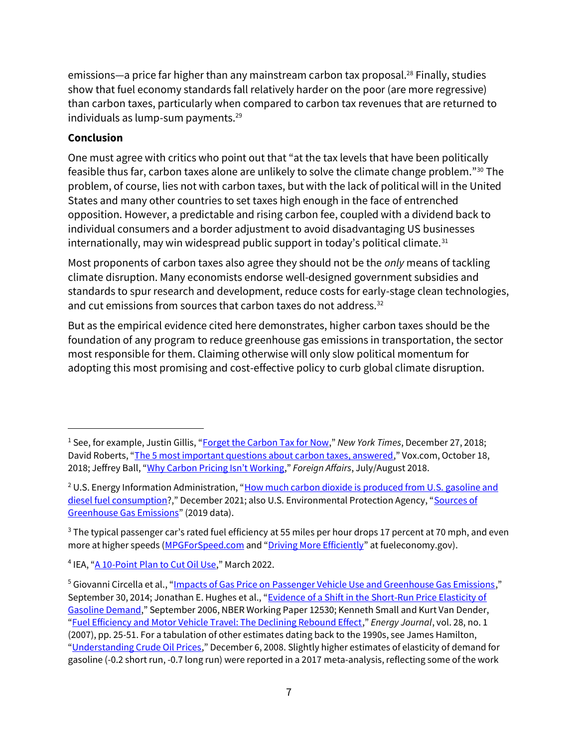emissions—a price far higher than any mainstream carbon tax proposal.[28] Finally, studies show that fuel economy standards fall relatively harder on the poor (are more regressive) than carbon taxes, particularly when compared to carbon tax revenues that are returned to individuals as lump-sum payments.[29]

**Conclusion**

One must agree with critics who point out that "at the tax levels that have been politically feasible thus far, carbon taxes alone are unlikely to solve the climate change problem."[30] The problem, of course, lies not with carbon taxes, but with the lack of political will in the United States and many other countries to set taxes high enough in the face of entrenched opposition. However, a predictable and rising carbon fee, coupled with a dividend back to individual consumers and a border adjustment to avoid disadvantaging US businesses internationally, may win widespread public support in today's political climate.[31]

Most proponents of carbon taxes also agree they should not be the *only* means of tackling climate disruption. Many economists endorse well-designed government subsidies and standards to spur research and development, reduce costs for early-stage clean technologies, and cut emissions from sources that carbon taxes do not address.[32]

But as the empirical evidence cited here demonstrates, higher carbon taxes should be the foundation of any program to reduce greenhouse gas emissions in transportation, the sector most responsible for them. Claiming otherwise will only slow political momentum for adopting this most promising and cost-effective policy to curb global climate disruption.

---

[1] See, for example, Justin Gillis, "Forget the Carbon Tax for Now," *New York Times*, December 27, 2018; David Roberts, "The 5 most important questions about carbon taxes, answered," Vox.com, October 18, 2018; Jeffrey Ball, "Why Carbon Pricing Isn't Working," *Foreign Affairs*, July/August 2018.

[2] U.S. Energy Information Administration, "How much carbon dioxide is produced from U.S. gasoline and diesel fuel consumption?," December 2021; also U.S. Environmental Protection Agency, "Sources of Greenhouse Gas Emissions" (2019 data).

[3] The typical passenger car's rated fuel efficiency at 55 miles per hour drops 17 percent at 70 mph, and even more at higher speeds (MPGForSpeed.com and "Driving More Efficiently" at fueleconomy.gov).

[4] IEA, "A 10-Point Plan to Cut Oil Use," March 2022.

[5] Giovanni Circella et al., "Impacts of Gas Price on Passenger Vehicle Use and Greenhouse Gas Emissions," September 30, 2014; Jonathan E. Hughes et al., "Evidence of a Shift in the Short-Run Price Elasticity of Gasoline Demand," September 2006, NBER Working Paper 12530; Kenneth Small and Kurt Van Dender, "Fuel Efficiency and Motor Vehicle Travel: The Declining Rebound Effect," *Energy Journal*, vol. 28, no. 1 (2007), pp. 25-51. For a tabulation of other estimates dating back to the 1990s, see James Hamilton, "Understanding Crude Oil Prices," December 6, 2008. Slightly higher estimates of elasticity of demand for gasoline (-0.2 short run, -0.7 long run) were reported in a 2017 meta-analysis, reflecting some of the work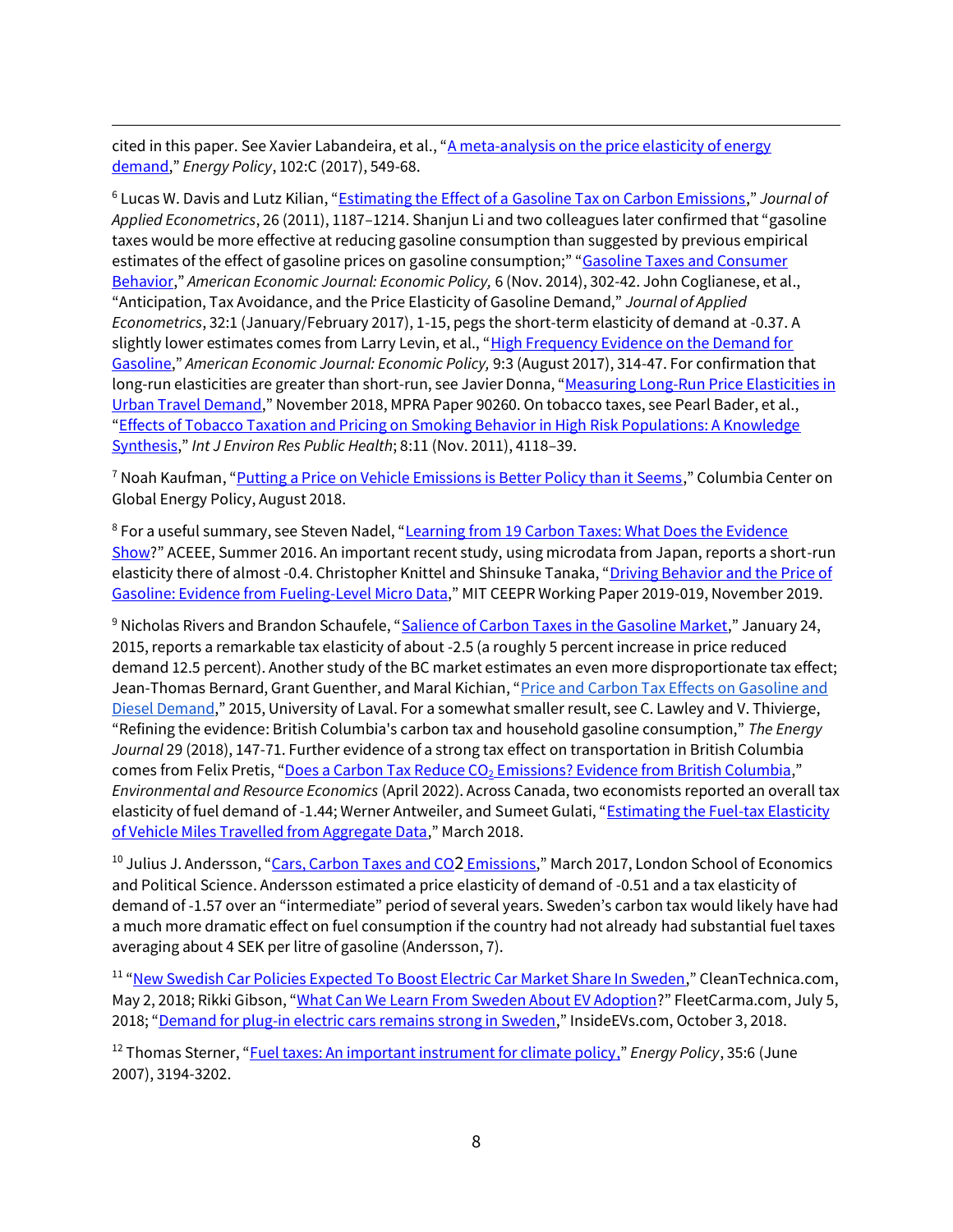cited in this paper. See Xavier Labandeira, et al., "A meta-analysis on the price elasticity of energy demand," *Energy Policy*, 102:C (2017), 549-68.

[6] Lucas W. Davis and Lutz Kilian, "Estimating the Effect of a Gasoline Tax on Carbon Emissions," *Journal of Applied Econometrics*, 26 (2011), 1187–1214. Shanjun Li and two colleagues later confirmed that "gasoline taxes would be more effective at reducing gasoline consumption than suggested by previous empirical estimates of the effect of gasoline prices on gasoline consumption;" "Gasoline Taxes and Consumer Behavior," *American Economic Journal: Economic Policy,* 6 (Nov. 2014), 302-42. John Coglianese, et al., "Anticipation, Tax Avoidance, and the Price Elasticity of Gasoline Demand," *Journal of Applied Econometrics*, 32:1 (January/February 2017), 1-15, pegs the short-term elasticity of demand at -0.37. A slightly lower estimates comes from Larry Levin, et al., "High Frequency Evidence on the Demand for Gasoline," *American Economic Journal: Economic Policy,* 9:3 (August 2017), 314-47. For confirmation that long-run elasticities are greater than short-run, see Javier Donna, "Measuring Long-Run Price Elasticities in Urban Travel Demand," November 2018, MPRA Paper 90260. On tobacco taxes, see Pearl Bader, et al., "Effects of Tobacco Taxation and Pricing on Smoking Behavior in High Risk Populations: A Knowledge Synthesis," *Int J Environ Res Public Health*; 8:11 (Nov. 2011), 4118–39.

[7] Noah Kaufman, "Putting a Price on Vehicle Emissions is Better Policy than it Seems," Columbia Center on Global Energy Policy, August 2018.

[8] For a useful summary, see Steven Nadel, "Learning from 19 Carbon Taxes: What Does the Evidence Show?" ACEEE, Summer 2016. An important recent study, using microdata from Japan, reports a short-run elasticity there of almost -0.4. Christopher Knittel and Shinsuke Tanaka, "Driving Behavior and the Price of Gasoline: Evidence from Fueling-Level Micro Data," MIT CEEPR Working Paper 2019-019, November 2019.

[9] Nicholas Rivers and Brandon Schaufele, "Salience of Carbon Taxes in the Gasoline Market," January 24, 2015, reports a remarkable tax elasticity of about -2.5 (a roughly 5 percent increase in price reduced demand 12.5 percent). Another study of the BC market estimates an even more disproportionate tax effect; Jean-Thomas Bernard, Grant Guenther, and Maral Kichian, "Price and Carbon Tax Effects on Gasoline and Diesel Demand," 2015, University of Laval. For a somewhat smaller result, see C. Lawley and V. Thivierge, "Refining the evidence: British Columbia's carbon tax and household gasoline consumption," *The Energy Journal* 29 (2018), 147-71. Further evidence of a strong tax effect on transportation in British Columbia comes from Felix Pretis, "Does a Carbon Tax Reduce $CO_2$ Emissions? Evidence from British Columbia," *Environmental and Resource Economics* (April 2022). Across Canada, two economists reported an overall tax elasticity of fuel demand of -1.44; Werner Antweiler, and Sumeet Gulati, "Estimating the Fuel-tax Elasticity of Vehicle Miles Travelled from Aggregate Data," March 2018.

[10] Julius J. Andersson, "Cars, Carbon Taxes and $CO_2$ Emissions," March 2017, London School of Economics and Political Science. Andersson estimated a price elasticity of demand of -0.51 and a tax elasticity of demand of -1.57 over an "intermediate" period of several years. Sweden's carbon tax would likely have had a much more dramatic effect on fuel consumption if the country had not already had substantial fuel taxes averaging about 4 SEK per litre of gasoline (Andersson, 7).

[11] "New Swedish Car Policies Expected To Boost Electric Car Market Share In Sweden," CleanTechnica.com, May 2, 2018; Rikki Gibson, "What Can We Learn From Sweden About EV Adoption?" FleetCarma.com, July 5, 2018; "Demand for plug-in electric cars remains strong in Sweden," InsideEVs.com, October 3, 2018.

[12] Thomas Sterner, "Fuel taxes: An important instrument for climate policy," *Energy Policy*, 35:6 (June 2007), 3194-3202.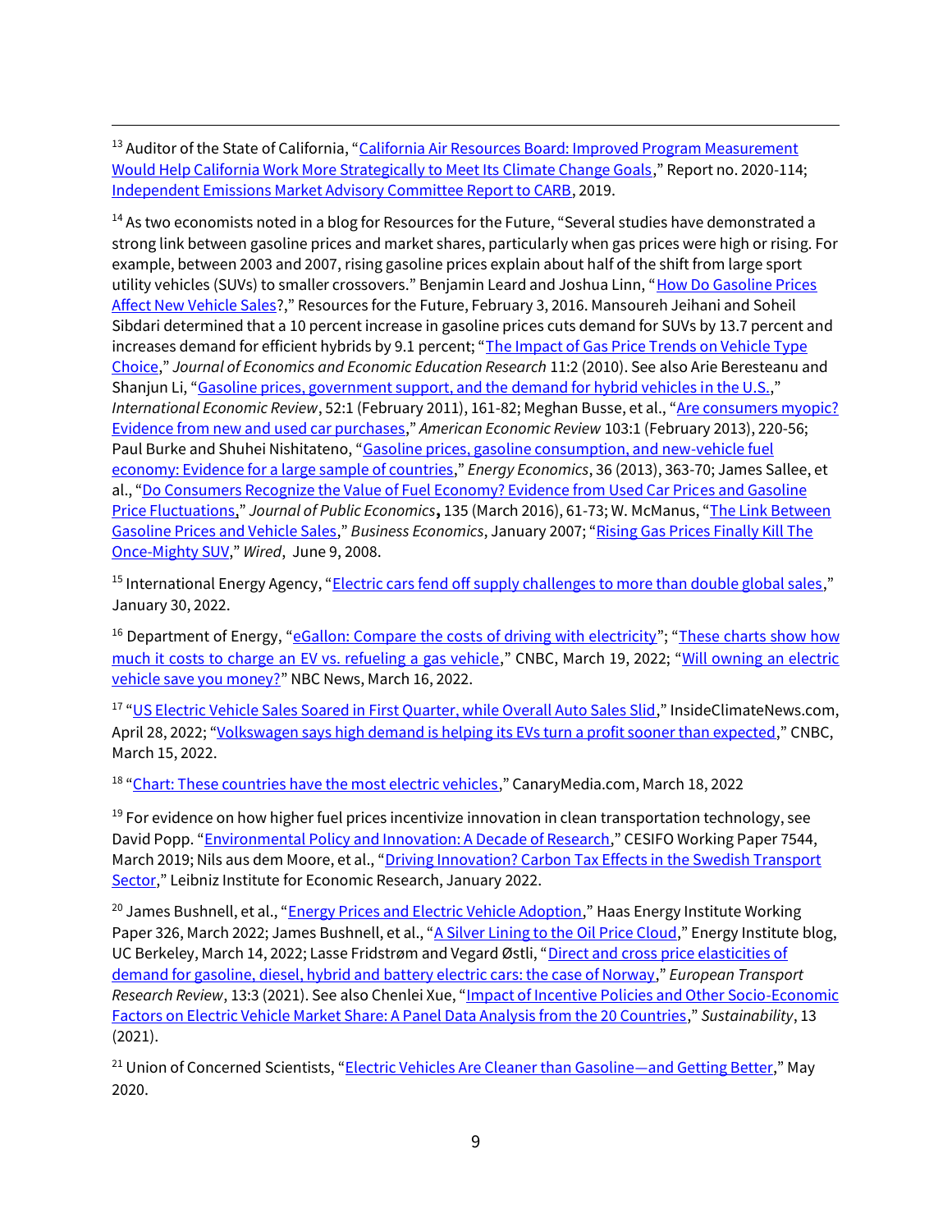[13] Auditor of the State of California, "California Air Resources Board: Improved Program Measurement Would Help California Work More Strategically to Meet Its Climate Change Goals," Report no. 2020-114; Independent Emissions Market Advisory Committee Report to CARB, 2019.

[14] As two economists noted in a blog for Resources for the Future, "Several studies have demonstrated a strong link between gasoline prices and market shares, particularly when gas prices were high or rising. For example, between 2003 and 2007, rising gasoline prices explain about half of the shift from large sport utility vehicles (SUVs) to smaller crossovers." Benjamin Leard and Joshua Linn, "How Do Gasoline Prices Affect New Vehicle Sales?," Resources for the Future, February 3, 2016. Mansoureh Jeihani and Soheil Sibdari determined that a 10 percent increase in gasoline prices cuts demand for SUVs by 13.7 percent and increases demand for efficient hybrids by 9.1 percent; "The Impact of Gas Price Trends on Vehicle Type Choice," *Journal of Economics and Economic Education Research* 11:2 (2010). See also Arie Beresteanu and Shanjun Li, "Gasoline prices, government support, and the demand for hybrid vehicles in the U.S.," *International Economic Review*, 52:1 (February 2011), 161-82; Meghan Busse, et al., "Are consumers myopic? Evidence from new and used car purchases," *American Economic Review* 103:1 (February 2013), 220-56; Paul Burke and Shuhei Nishitateno, "Gasoline prices, gasoline consumption, and new-vehicle fuel economy: Evidence for a large sample of countries," *Energy Economics*, 36 (2013), 363-70; James Sallee, et al., "Do Consumers Recognize the Value of Fuel Economy? Evidence from Used Car Prices and Gasoline Price Fluctuations," *Journal of Public Economics*, 135 (March 2016), 61-73; W. McManus, "The Link Between Gasoline Prices and Vehicle Sales," *Business Economics*, January 2007; "Rising Gas Prices Finally Kill The Once-Mighty SUV," *Wired*, June 9, 2008.

[15] International Energy Agency, "Electric cars fend off supply challenges to more than double global sales," January 30, 2022.

[16] Department of Energy, "eGallon: Compare the costs of driving with electricity"; "These charts show how much it costs to charge an EV vs. refueling a gas vehicle," CNBC, March 19, 2022; "Will owning an electric vehicle save you money?" NBC News, March 16, 2022.

[17] "US Electric Vehicle Sales Soared in First Quarter, while Overall Auto Sales Slid," InsideClimateNews.com, April 28, 2022; "Volkswagen says high demand is helping its EVs turn a profit sooner than expected," CNBC, March 15, 2022.

[18] "Chart: These countries have the most electric vehicles," CanaryMedia.com, March 18, 2022

[19] For evidence on how higher fuel prices incentivize innovation in clean transportation technology, see David Popp. "Environmental Policy and Innovation: A Decade of Research," CESIFO Working Paper 7544, March 2019; Nils aus dem Moore, et al., "Driving Innovation? Carbon Tax Effects in the Swedish Transport Sector," Leibniz Institute for Economic Research, January 2022.

[20] James Bushnell, et al., "Energy Prices and Electric Vehicle Adoption," Haas Energy Institute Working Paper 326, March 2022; James Bushnell, et al., "A Silver Lining to the Oil Price Cloud," Energy Institute blog, UC Berkeley, March 14, 2022; Lasse Fridstrøm and Vegard Østli, "Direct and cross price elasticities of demand for gasoline, diesel, hybrid and battery electric cars: the case of Norway," *European Transport Research Review*, 13:3 (2021). See also Chenlei Xue, "Impact of Incentive Policies and Other Socio-Economic Factors on Electric Vehicle Market Share: A Panel Data Analysis from the 20 Countries," *Sustainability*, 13 (2021).

[21] Union of Concerned Scientists, "Electric Vehicles Are Cleaner than Gasoline—and Getting Better," May 2020.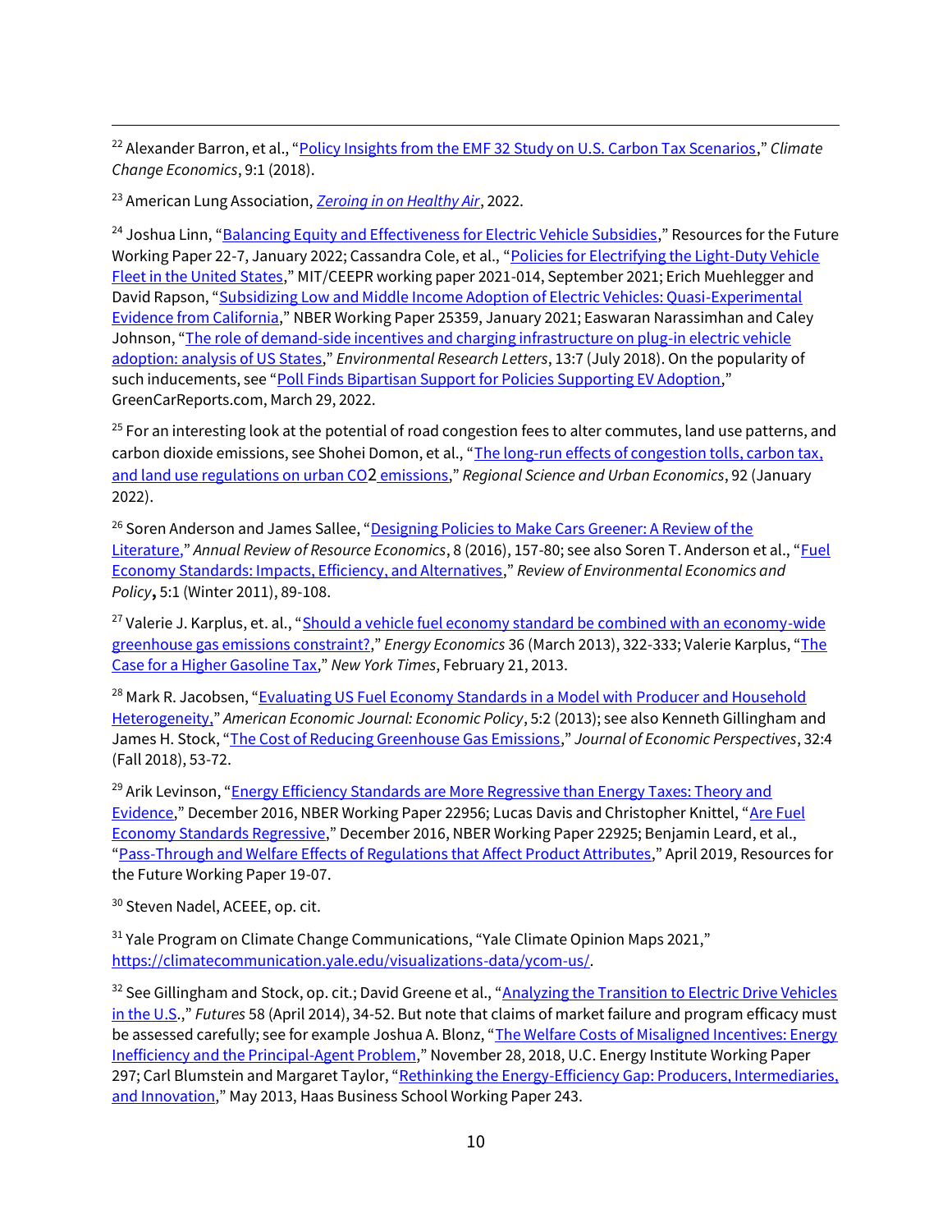[22] Alexander Barron, et al., "Policy Insights from the EMF 32 Study on U.S. Carbon Tax Scenarios," *Climate Change Economics*, 9:1 (2018).

[23] American Lung Association, *Zeroing in on Healthy Air*, 2022.

[24] Joshua Linn, "Balancing Equity and Effectiveness for Electric Vehicle Subsidies," Resources for the Future Working Paper 22-7, January 2022; Cassandra Cole, et al., "Policies for Electrifying the Light-Duty Vehicle Fleet in the United States," MIT/CEEPR working paper 2021-014, September 2021; Erich Muehlegger and David Rapson, "Subsidizing Low and Middle Income Adoption of Electric Vehicles: Quasi-Experimental Evidence from California," NBER Working Paper 25359, January 2021; Easwaran Narassimhan and Caley Johnson, "The role of demand-side incentives and charging infrastructure on plug-in electric vehicle adoption: analysis of US States," *Environmental Research Letters*, 13:7 (July 2018). On the popularity of such inducements, see "Poll Finds Bipartisan Support for Policies Supporting EV Adoption," GreenCarReports.com, March 29, 2022.

[25] For an interesting look at the potential of road congestion fees to alter commutes, land use patterns, and carbon dioxide emissions, see Shohei Domon, et al., "The long-run effects of congestion tolls, carbon tax, and land use regulations on urban CO2 emissions," *Regional Science and Urban Economics*, 92 (January 2022).

[26] Soren Anderson and James Sallee, "Designing Policies to Make Cars Greener: A Review of the Literature," *Annual Review of Resource Economics*, 8 (2016), 157-80; see also Soren T. Anderson et al., "Fuel Economy Standards: Impacts, Efficiency, and Alternatives," *Review of Environmental Economics and Policy*, 5:1 (Winter 2011), 89-108.

[27] Valerie J. Karplus, et. al., "Should a vehicle fuel economy standard be combined with an economy-wide greenhouse gas emissions constraint?," *Energy Economics* 36 (March 2013), 322-333; Valerie Karplus, "The Case for a Higher Gasoline Tax," *New York Times*, February 21, 2013.

[28] Mark R. Jacobsen, "Evaluating US Fuel Economy Standards in a Model with Producer and Household Heterogeneity," *American Economic Journal: Economic Policy*, 5:2 (2013); see also Kenneth Gillingham and James H. Stock, "The Cost of Reducing Greenhouse Gas Emissions," *Journal of Economic Perspectives*, 32:4 (Fall 2018), 53-72.

[29] Arik Levinson, "Energy Efficiency Standards are More Regressive than Energy Taxes: Theory and Evidence," December 2016, NBER Working Paper 22956; Lucas Davis and Christopher Knittel, "Are Fuel Economy Standards Regressive," December 2016, NBER Working Paper 22925; Benjamin Leard, et al., "Pass-Through and Welfare Effects of Regulations that Affect Product Attributes," April 2019, Resources for the Future Working Paper 19-07.

[30] Steven Nadel, ACEEE, op. cit.

[31] Yale Program on Climate Change Communications, "Yale Climate Opinion Maps 2021," https://climatecommunication.yale.edu/visualizations-data/ycom-us/.

[32] See Gillingham and Stock, op. cit.; David Greene et al., "Analyzing the Transition to Electric Drive Vehicles in the U.S.," *Futures* 58 (April 2014), 34-52. But note that claims of market failure and program efficacy must be assessed carefully; see for example Joshua A. Blonz, "The Welfare Costs of Misaligned Incentives: Energy Inefficiency and the Principal-Agent Problem," November 28, 2018, U.C. Energy Institute Working Paper 297; Carl Blumstein and Margaret Taylor, "Rethinking the Energy-Efficiency Gap: Producers, Intermediaries, and Innovation," May 2013, Haas Business School Working Paper 243.